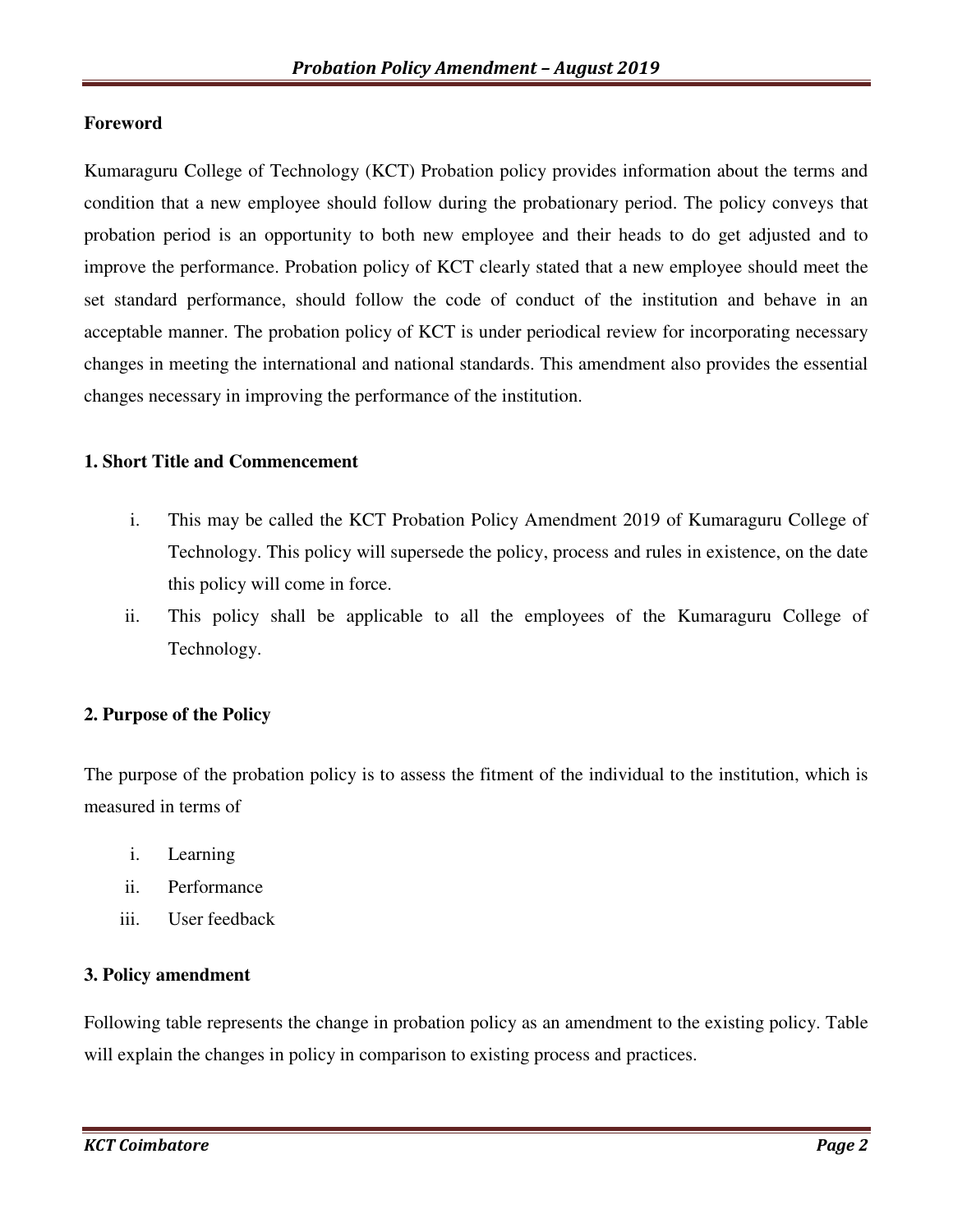## Foreword

Kumaraguru College of Technology (KCT) Probation policy provides information about the terms and condition that a new employee should follow during the probationary period. The policy conveys that probation period is an opportunity to both new employee and their heads to do get adjusted and to improve the performance. Probation policy of KCT clearly stated that a new employee should meet the set standard performance, should follow the code of conduct of the institution and behave in an acceptable manner. The probation policy of KCT is under periodical review for incorporating necessary changes in meeting the international and national standards. This amendment also provides the essential changes necessary in improving the performance of the institution.

## 1. Short Title and Commencement

i. This may be called the KCT Probation Policy Amendment 2019 of Kumaraguru College of Technology. This policy will supersede the policy, process and rules in existence, on the date this policy will come in force.

ii. This policy shall be applicable to all the employees of the Kumaraguru College of Technology.

## 2. Purpose of the Policy

The purpose of the probation policy is to assess the fitment of the individual to the institution, which is measured in terms of

i. Learning

ii. Performance

iii. User feedback

## 3. Policy amendment

Following table represents the change in probation policy as an amendment to the existing policy. Table will explain the changes in policy in comparison to existing process and practices.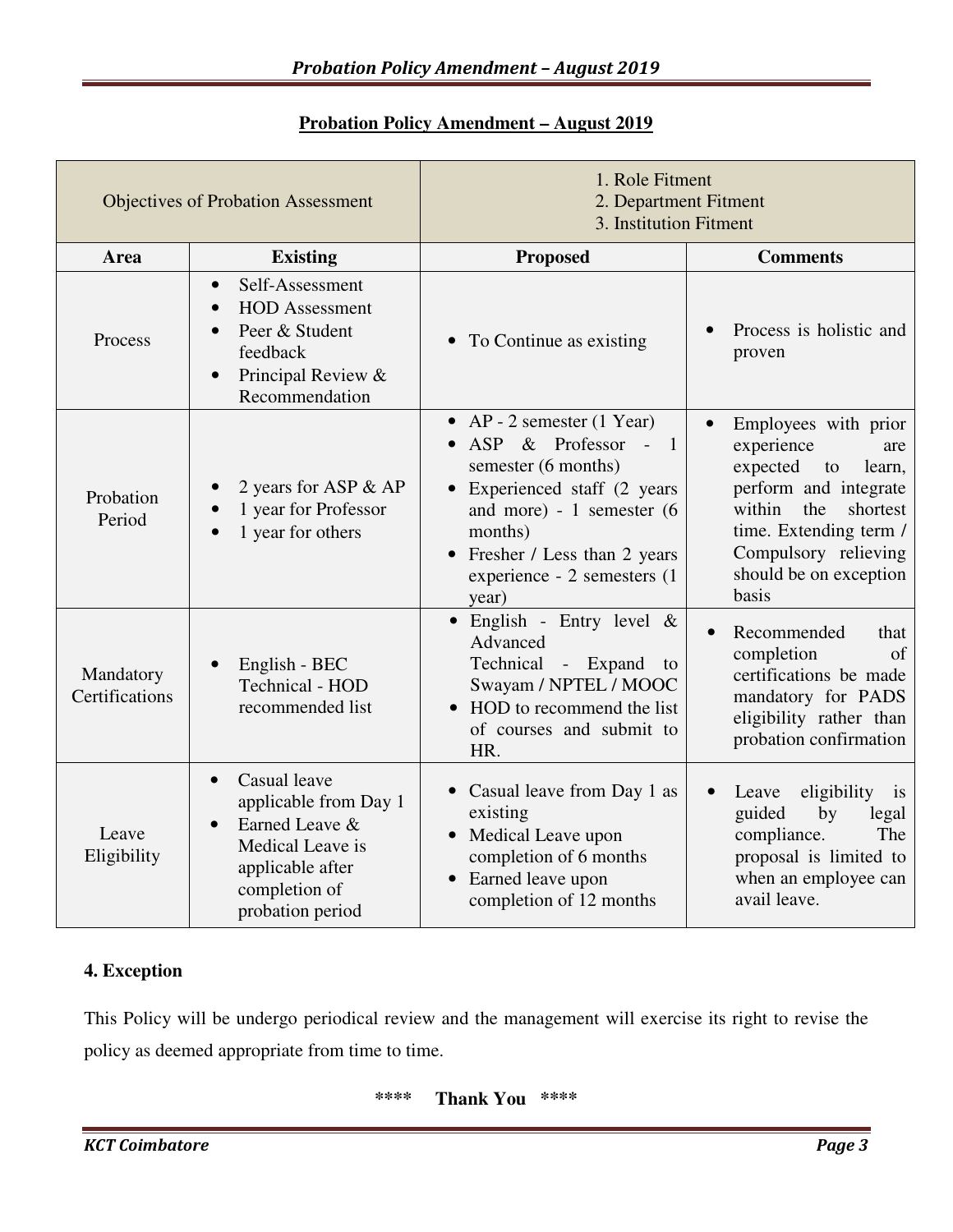## Probation Policy Amendment – August 2019

| Objectives of Probation Assessment | | 1. Role Fitment<br>2. Department Fitment<br>3. Institution Fitment | |
|---|---|---|---|
| **Area** | **Existing** | **Proposed** | **Comments** |
| Process | • Self-Assessment<br>• HOD Assessment<br>• Peer & Student feedback<br>• Principal Review & Recommendation | • To Continue as existing | • Process is holistic and proven |
| Probation Period | • 2 years for ASP & AP<br>• 1 year for Professor<br>• 1 year for others | • AP - 2 semester (1 Year)<br>• ASP & Professor - 1 semester (6 months)<br>• Experienced staff (2 years and more) - 1 semester (6 months)<br>• Fresher / Less than 2 years experience - 2 semesters (1 year) | • Employees with prior experience are expected to learn, perform and integrate within the shortest time. Extending term / Compulsory relieving should be on exception basis |
| Mandatory Certifications | • English - BEC<br>Technical - HOD recommended list | • English - Entry level & Advanced<br>Technical - Expand to Swayam / NPTEL / MOOC<br>• HOD to recommend the list of courses and submit to HR. | • Recommended that completion of certifications be made mandatory for PADS eligibility rather than probation confirmation |
| Leave Eligibility | • Casual leave applicable from Day 1<br>• Earned Leave & Medical Leave is applicable after completion of probation period | • Casual leave from Day 1 as existing<br>• Medical Leave upon completion of 6 months<br>• Earned leave upon completion of 12 months | • Leave eligibility is guided by legal compliance. The proposal is limited to when an employee can avail leave. |

**4. Exception**

This Policy will be undergo periodical review and the management will exercise its right to revise the policy as deemed appropriate from time to time.

**\*\*\*\* Thank You \*\*\*\***